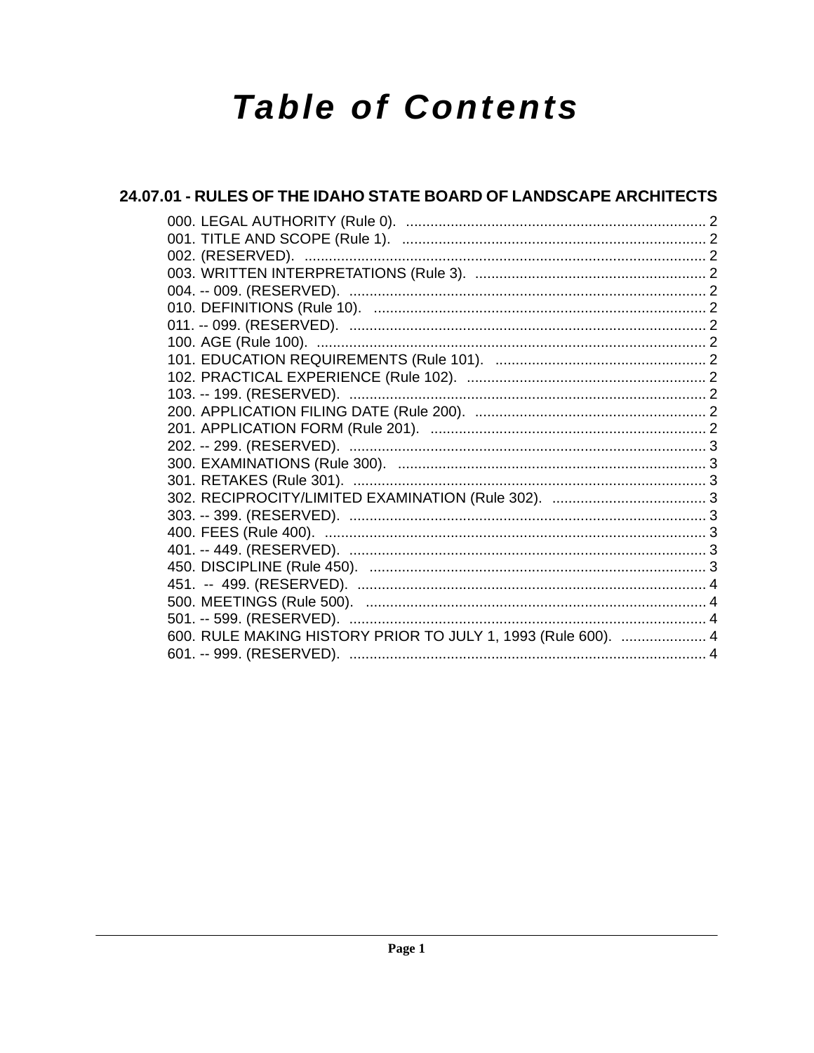# Table of Contents

## 24.07.01 - RULES OF THE IDAHO STATE BOARD OF LANDSCAPE ARCHITECTS

000. LEGAL AUTHORITY (Rule 0). .......................................................................... 2
001. TITLE AND SCOPE (Rule 1). ........................................................................... 2
002. (RESERVED). .................................................................................................. 2
003. WRITTEN INTERPRETATIONS (Rule 3). ......................................................... 2
004. -- 009. (RESERVED). ........................................................................................ 2
010. DEFINITIONS (Rule 10). .................................................................................. 2
011. -- 099. (RESERVED). ........................................................................................ 2
100. AGE (Rule 100). ................................................................................................ 2
101. EDUCATION REQUIREMENTS (Rule 101). .................................................... 2
102. PRACTICAL EXPERIENCE (Rule 102). ........................................................... 2
103. -- 199. (RESERVED). ........................................................................................ 2
200. APPLICATION FILING DATE (Rule 200). ......................................................... 2
201. APPLICATION FORM (Rule 201). .................................................................... 2
202. -- 299. (RESERVED). ........................................................................................ 3
300. EXAMINATIONS (Rule 300). ............................................................................ 3
301. RETAKES (Rule 301). ....................................................................................... 3
302. RECIPROCITY/LIMITED EXAMINATION (Rule 302). ...................................... 3
303. -- 399. (RESERVED). ........................................................................................ 3
400. FEES (Rule 400). .............................................................................................. 3
401. -- 449. (RESERVED). ........................................................................................ 3
450. DISCIPLINE (Rule 450). ................................................................................... 3
451. -- 499. (RESERVED). ....................................................................................... 4
500. MEETINGS (Rule 500). .................................................................................... 4
501. -- 599. (RESERVED). ........................................................................................ 4
600. RULE MAKING HISTORY PRIOR TO JULY 1, 1993 (Rule 600). ..................... 4
601. -- 999. (RESERVED). ........................................................................................ 4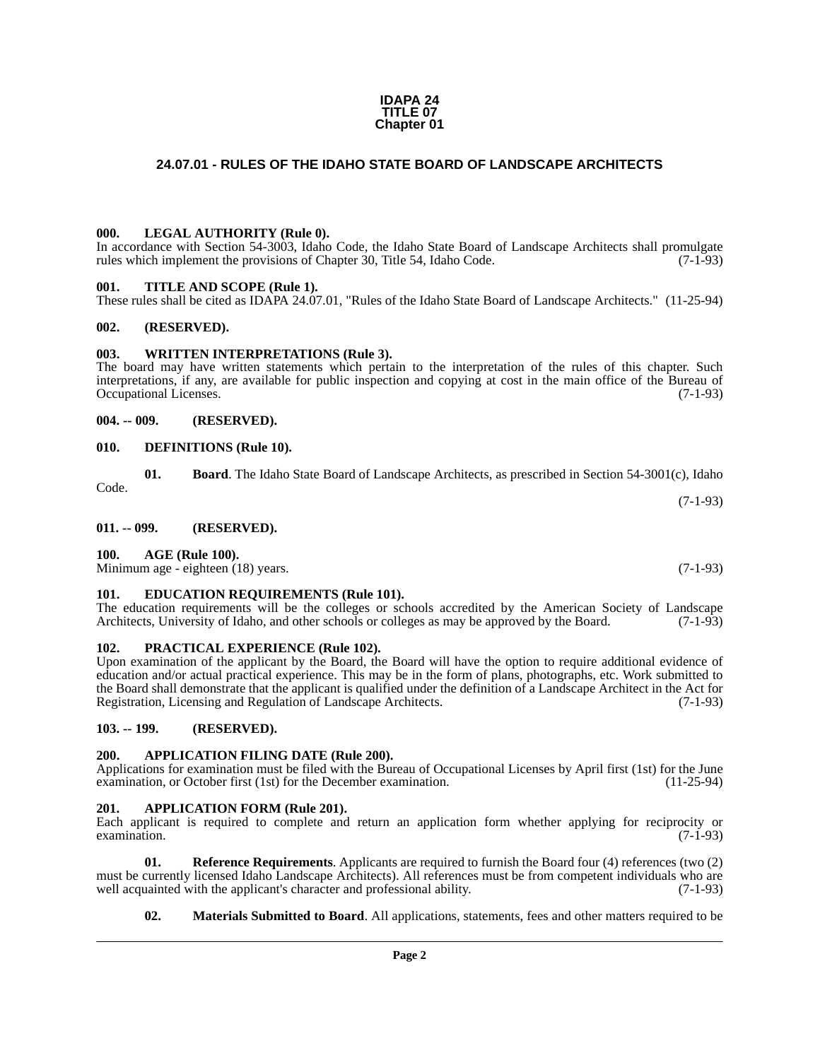**IDAPA 24**
**TITLE 07**
**Chapter 01**

# 24.07.01 - RULES OF THE IDAHO STATE BOARD OF LANDSCAPE ARCHITECTS

### 000. LEGAL AUTHORITY (Rule 0).

In accordance with Section 54-3003, Idaho Code, the Idaho State Board of Landscape Architects shall promulgate rules which implement the provisions of Chapter 30, Title 54, Idaho Code. (7-1-93)

### 001. TITLE AND SCOPE (Rule 1).

These rules shall be cited as IDAPA 24.07.01, "Rules of the Idaho State Board of Landscape Architects." (11-25-94)

### 002. (RESERVED).

### 003. WRITTEN INTERPRETATIONS (Rule 3).

The board may have written statements which pertain to the interpretation of the rules of this chapter. Such interpretations, if any, are available for public inspection and copying at cost in the main office of the Bureau of Occupational Licenses. (7-1-93)

### 004. -- 009. (RESERVED).

### 010. DEFINITIONS (Rule 10).

**01. Board**. The Idaho State Board of Landscape Architects, as prescribed in Section 54-3001(c), Idaho Code. (7-1-93)

### 011. -- 099. (RESERVED).

### 100. AGE (Rule 100).

Minimum age - eighteen (18) years. (7-1-93)

### 101. EDUCATION REQUIREMENTS (Rule 101).

The education requirements will be the colleges or schools accredited by the American Society of Landscape Architects, University of Idaho, and other schools or colleges as may be approved by the Board. (7-1-93)

### 102. PRACTICAL EXPERIENCE (Rule 102).

Upon examination of the applicant by the Board, the Board will have the option to require additional evidence of education and/or actual practical experience. This may be in the form of plans, photographs, etc. Work submitted to the Board shall demonstrate that the applicant is qualified under the definition of a Landscape Architect in the Act for Registration, Licensing and Regulation of Landscape Architects. (7-1-93)

### 103. -- 199. (RESERVED).

### 200. APPLICATION FILING DATE (Rule 200).

Applications for examination must be filed with the Bureau of Occupational Licenses by April first (1st) for the June examination, or October first (1st) for the December examination. (11-25-94)

### 201. APPLICATION FORM (Rule 201).

Each applicant is required to complete and return an application form whether applying for reciprocity or examination. (7-1-93)

**01. Reference Requirements**. Applicants are required to furnish the Board four (4) references (two (2) must be currently licensed Idaho Landscape Architects). All references must be from competent individuals who are well acquainted with the applicant's character and professional ability. (7-1-93)

**02. Materials Submitted to Board**. All applications, statements, fees and other matters required to be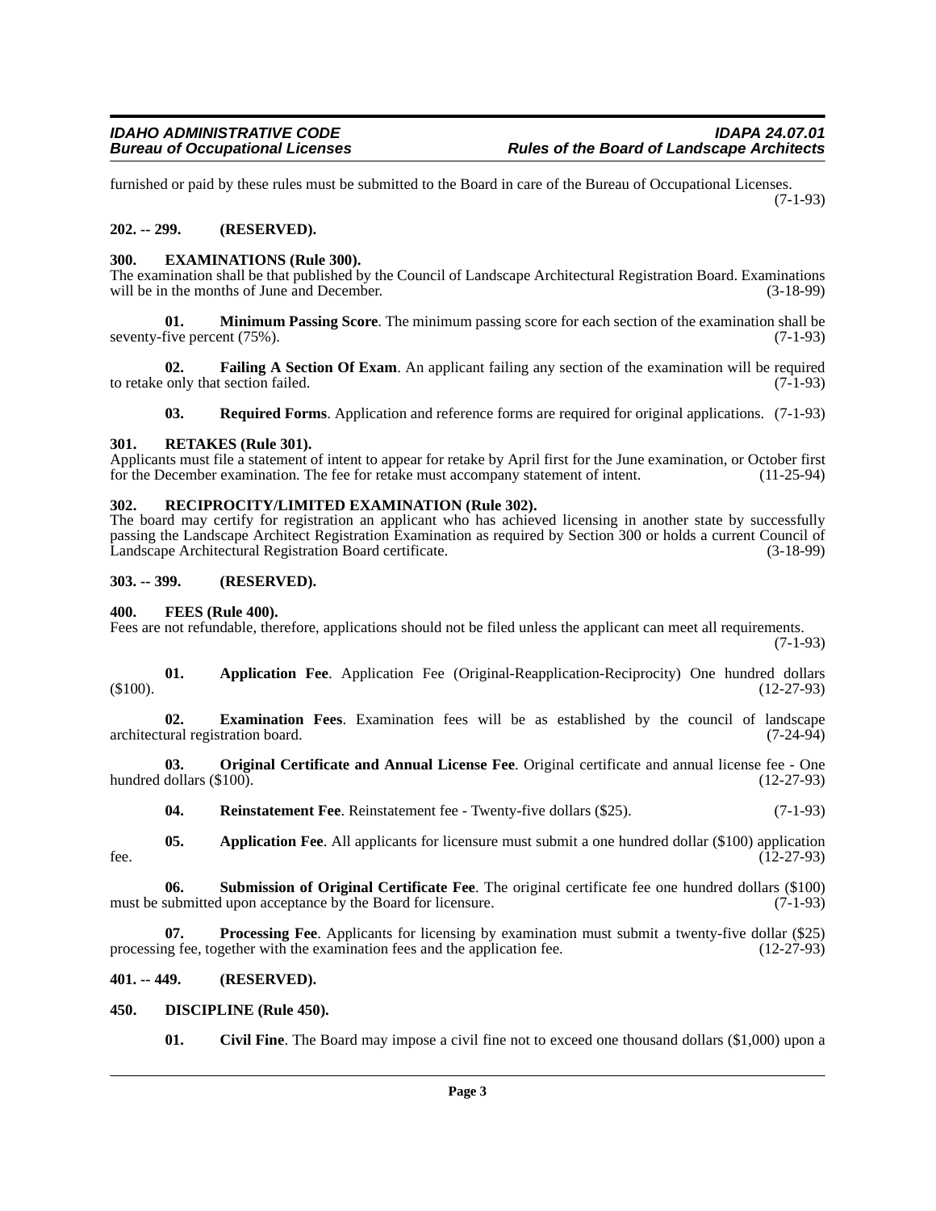furnished or paid by these rules must be submitted to the Board in care of the Bureau of Occupational Licenses. (7-1-93)

**202. -- 299. (RESERVED).**

**300. EXAMINATIONS (Rule 300).**

The examination shall be that published by the Council of Landscape Architectural Registration Board. Examinations will be in the months of June and December. (3-18-99)

**01. Minimum Passing Score**. The minimum passing score for each section of the examination shall be seventy-five percent (75%). (7-1-93)

**02. Failing A Section Of Exam**. An applicant failing any section of the examination will be required to retake only that section failed. (7-1-93)

**03. Required Forms**. Application and reference forms are required for original applications. (7-1-93)

**301. RETAKES (Rule 301).**

Applicants must file a statement of intent to appear for retake by April first for the June examination, or October first for the December examination. The fee for retake must accompany statement of intent. (11-25-94)

**302. RECIPROCITY/LIMITED EXAMINATION (Rule 302).**

The board may certify for registration an applicant who has achieved licensing in another state by successfully passing the Landscape Architect Registration Examination as required by Section 300 or holds a current Council of Landscape Architectural Registration Board certificate. (3-18-99)

**303. -- 399. (RESERVED).**

**400. FEES (Rule 400).**

Fees are not refundable, therefore, applications should not be filed unless the applicant can meet all requirements. (7-1-93)

**01. Application Fee**. Application Fee (Original-Reapplication-Reciprocity) One hundred dollars ($100). (12-27-93)

**02. Examination Fees**. Examination fees will be as established by the council of landscape architectural registration board. (7-24-94)

**03. Original Certificate and Annual License Fee**. Original certificate and annual license fee - One hundred dollars ($100). (12-27-93)

**04. Reinstatement Fee**. Reinstatement fee - Twenty-five dollars ($25). (7-1-93)

**05. Application Fee**. All applicants for licensure must submit a one hundred dollar ($100) application fee. (12-27-93)

**06. Submission of Original Certificate Fee**. The original certificate fee one hundred dollars ($100) must be submitted upon acceptance by the Board for licensure. (7-1-93)

**07. Processing Fee**. Applicants for licensing by examination must submit a twenty-five dollar ($25) processing fee, together with the examination fees and the application fee. (12-27-93)

**401. -- 449. (RESERVED).**

**450. DISCIPLINE (Rule 450).**

**01. Civil Fine**. The Board may impose a civil fine not to exceed one thousand dollars ($1,000) upon a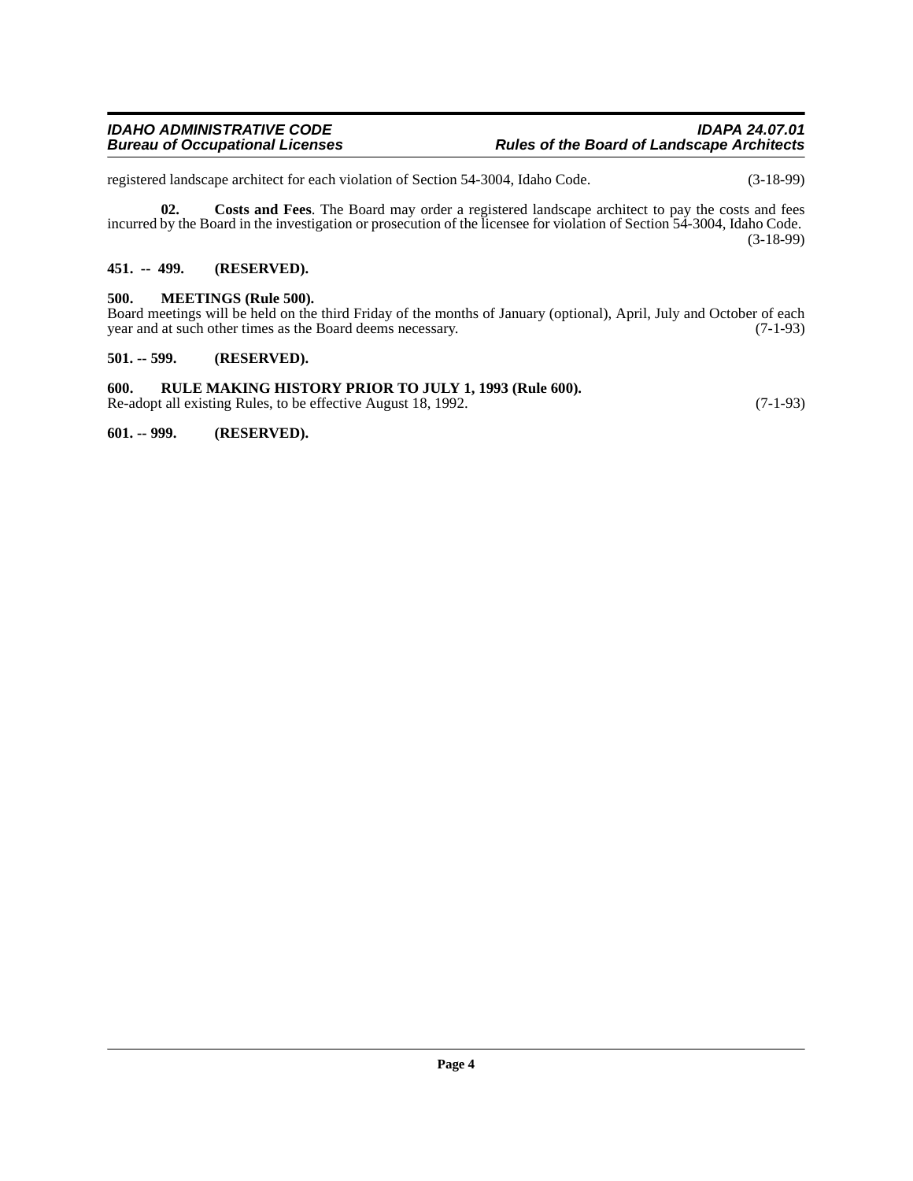registered landscape architect for each violation of Section 54-3004, Idaho Code. (3-18-99)

**02. Costs and Fees**. The Board may order a registered landscape architect to pay the costs and fees incurred by the Board in the investigation or prosecution of the licensee for violation of Section 54-3004, Idaho Code. (3-18-99)

**451. -- 499. (RESERVED).**

**500. MEETINGS (Rule 500).**

Board meetings will be held on the third Friday of the months of January (optional), April, July and October of each year and at such other times as the Board deems necessary. (7-1-93)

**501. -- 599. (RESERVED).**

**600. RULE MAKING HISTORY PRIOR TO JULY 1, 1993 (Rule 600).**

Re-adopt all existing Rules, to be effective August 18, 1992. (7-1-93)

**601. -- 999. (RESERVED).**